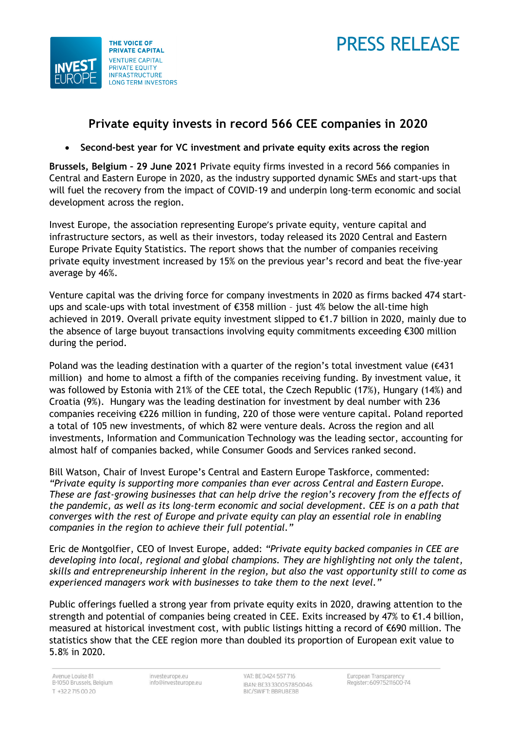# PRESS RELEASE

## Private equity invests in record 566 CEE companies in 2020

- **Second-best year for VC investment and private equity exits across the region**

**Brussels, Belgium – 29 June 2021** Private equity firms invested in a record 566 companies in Central and Eastern Europe in 2020, as the industry supported dynamic SMEs and start-ups that will fuel the recovery from the impact of COVID-19 and underpin long-term economic and social development across the region.

Invest Europe, the association representing Europe's private equity, venture capital and infrastructure sectors, as well as their investors, today released its 2020 Central and Eastern Europe Private Equity Statistics. The report shows that the number of companies receiving private equity investment increased by 15% on the previous year's record and beat the five-year average by 46%.

Venture capital was the driving force for company investments in 2020 as firms backed 474 start-ups and scale-ups with total investment of €358 million – just 4% below the all-time high achieved in 2019. Overall private equity investment slipped to €1.7 billion in 2020, mainly due to the absence of large buyout transactions involving equity commitments exceeding €300 million during the period.

Poland was the leading destination with a quarter of the region's total investment value (€431 million) and home to almost a fifth of the companies receiving funding. By investment value, it was followed by Estonia with 21% of the CEE total, the Czech Republic (17%), Hungary (14%) and Croatia (9%). Hungary was the leading destination for investment by deal number with 236 companies receiving €226 million in funding, 220 of those were venture capital. Poland reported a total of 105 new investments, of which 82 were venture deals. Across the region and all investments, Information and Communication Technology was the leading sector, accounting for almost half of companies backed, while Consumer Goods and Services ranked second.

Bill Watson, Chair of Invest Europe's Central and Eastern Europe Taskforce, commented: *"Private equity is supporting more companies than ever across Central and Eastern Europe. These are fast-growing businesses that can help drive the region's recovery from the effects of the pandemic, as well as its long-term economic and social development. CEE is on a path that converges with the rest of Europe and private equity can play an essential role in enabling companies in the region to achieve their full potential."*

Eric de Montgolfier, CEO of Invest Europe, added: *"Private equity backed companies in CEE are developing into local, regional and global champions. They are highlighting not only the talent, skills and entrepreneurship inherent in the region, but also the vast opportunity still to come as experienced managers work with businesses to take them to the next level."*

Public offerings fuelled a strong year from private equity exits in 2020, drawing attention to the strength and potential of companies being created in CEE. Exits increased by 47% to €1.4 billion, measured at historical investment cost, with public listings hitting a record of €690 million. The statistics show that the CEE region more than doubled its proportion of European exit value to 5.8% in 2020.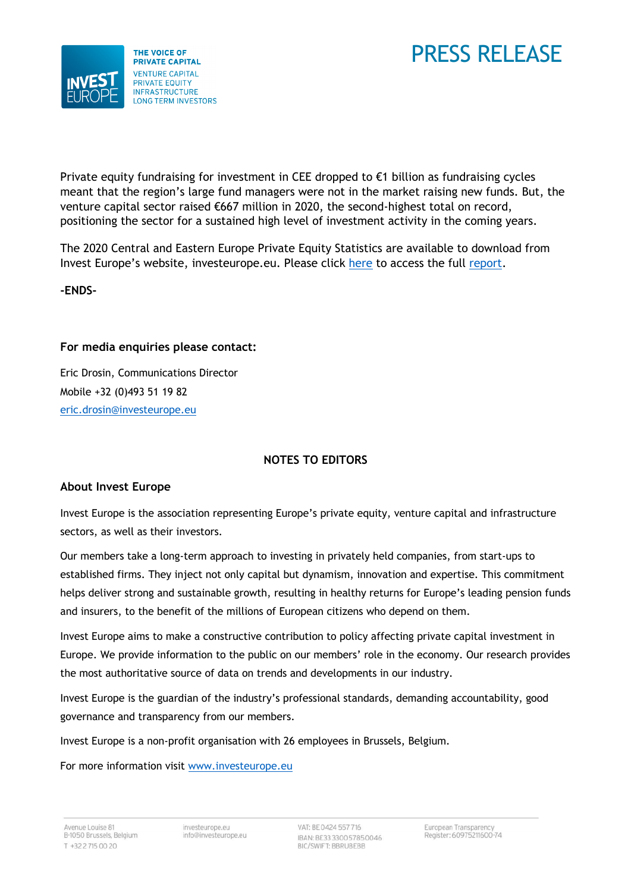Private equity fundraising for investment in CEE dropped to €1 billion as fundraising cycles meant that the region's large fund managers were not in the market raising new funds. But, the venture capital sector raised €667 million in 2020, the second-highest total on record, positioning the sector for a sustained high level of investment activity in the coming years.

The 2020 Central and Eastern Europe Private Equity Statistics are available to download from Invest Europe's website, investeurope.eu. Please click here to access the full report.

**-ENDS-**

### For media enquiries please contact:

Eric Drosin, Communications Director
Mobile +32 (0)493 51 19 82
eric.drosin@investeurope.eu

## NOTES TO EDITORS

### About Invest Europe

Invest Europe is the association representing Europe's private equity, venture capital and infrastructure sectors, as well as their investors.

Our members take a long-term approach to investing in privately held companies, from start-ups to established firms. They inject not only capital but dynamism, innovation and expertise. This commitment helps deliver strong and sustainable growth, resulting in healthy returns for Europe's leading pension funds and insurers, to the benefit of the millions of European citizens who depend on them.

Invest Europe aims to make a constructive contribution to policy affecting private capital investment in Europe. We provide information to the public on our members' role in the economy. Our research provides the most authoritative source of data on trends and developments in our industry.

Invest Europe is the guardian of the industry's professional standards, demanding accountability, good governance and transparency from our members.

Invest Europe is a non-profit organisation with 26 employees in Brussels, Belgium.

For more information visit www.investeurope.eu